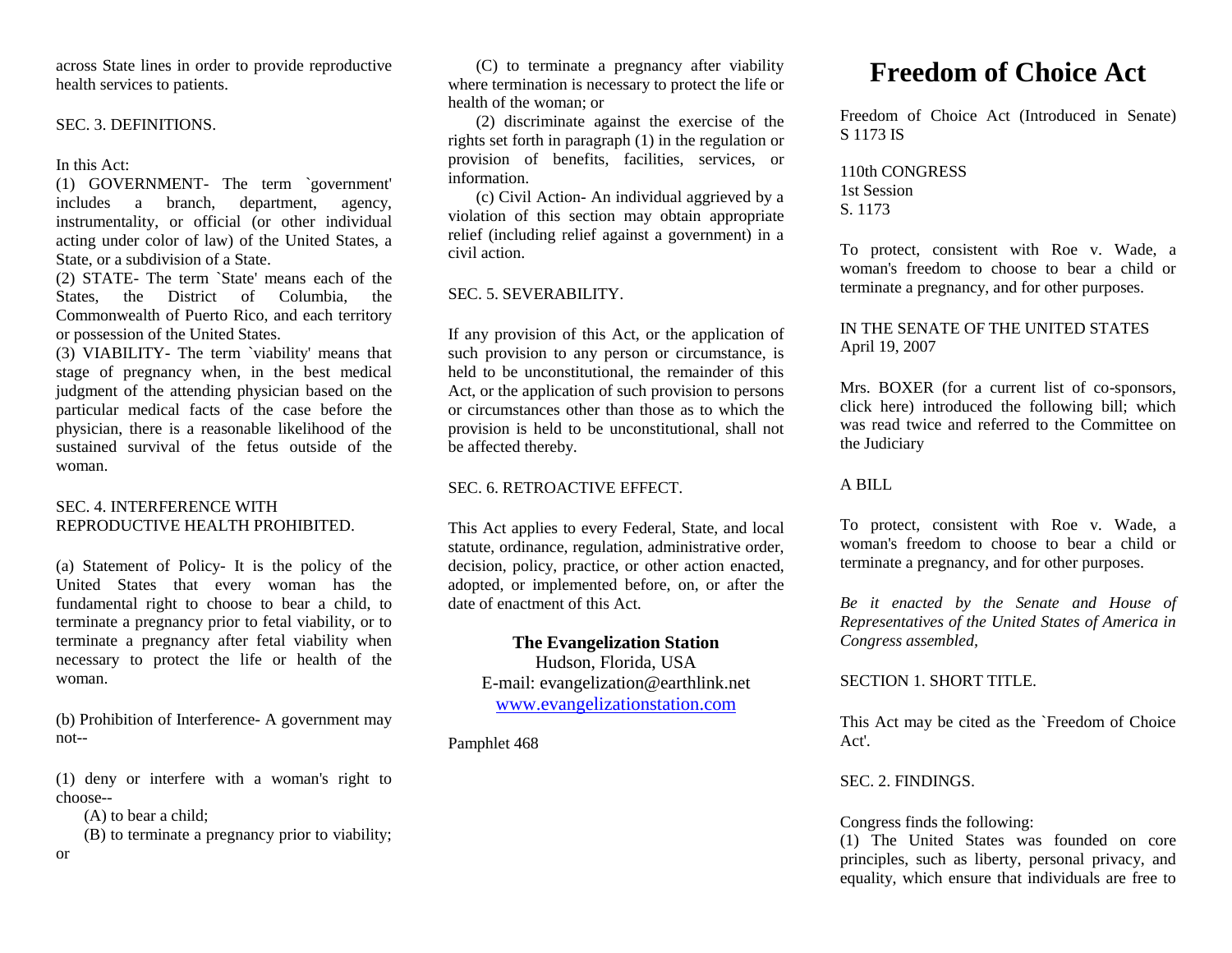across State lines in order to provide reproductive health services to patients.

SEC. 3. DEFINITIONS.

In this Act:

(1) GOVERNMENT- The term `government' includes a branch, department, agency, instrumentality, or official (or other individual acting under color of law) of the United States, a State, or a subdivision of a State.

(2) STATE- The term `State' means each of the States, the District of Columbia, the Commonwealth of Puerto Rico, and each territory or possession of the United States.

(3) VIABILITY- The term `viability' means that stage of pregnancy when, in the best medical judgment of the attending physician based on the particular medical facts of the case before the physician, there is a reasonable likelihood of the sustained survival of the fetus outside of the woman.

SEC. 4. INTERFERENCE WITH REPRODUCTIVE HEALTH PROHIBITED.

(a) Statement of Policy- It is the policy of the United States that every woman has the fundamental right to choose to bear a child, to terminate a pregnancy prior to fetal viability, or to terminate a pregnancy after fetal viability when necessary to protect the life or health of the woman.

(b) Prohibition of Interference- A government may not--

(1) deny or interfere with a woman's right to choose--

(A) to bear a child;

(B) to terminate a pregnancy prior to viability; or

(C) to terminate a pregnancy after viability where termination is necessary to protect the life or health of the woman; or

(2) discriminate against the exercise of the rights set forth in paragraph (1) in the regulation or provision of benefits, facilities, services, or information.

(c) Civil Action- An individual aggrieved by a violation of this section may obtain appropriate relief (including relief against a government) in a civil action.

SEC. 5. SEVERABILITY.

If any provision of this Act, or the application of such provision to any person or circumstance, is held to be unconstitutional, the remainder of this Act, or the application of such provision to persons or circumstances other than those as to which the provision is held to be unconstitutional, shall not be affected thereby.

SEC. 6. RETROACTIVE EFFECT.

This Act applies to every Federal, State, and local statute, ordinance, regulation, administrative order, decision, policy, practice, or other action enacted, adopted, or implemented before, on, or after the date of enactment of this Act.

**The Evangelization Station**
Hudson, Florida, USA
E-mail: evangelization@earthlink.net
www.evangelizationstation.com

Pamphlet 468

# Freedom of Choice Act

Freedom of Choice Act (Introduced in Senate) S 1173 IS

110th CONGRESS
1st Session
S. 1173

To protect, consistent with Roe v. Wade, a woman's freedom to choose to bear a child or terminate a pregnancy, and for other purposes.

IN THE SENATE OF THE UNITED STATES
April 19, 2007

Mrs. BOXER (for a current list of co-sponsors, click here) introduced the following bill; which was read twice and referred to the Committee on the Judiciary

A BILL

To protect, consistent with Roe v. Wade, a woman's freedom to choose to bear a child or terminate a pregnancy, and for other purposes.

*Be it enacted by the Senate and House of Representatives of the United States of America in Congress assembled,*

SECTION 1. SHORT TITLE.

This Act may be cited as the `Freedom of Choice Act'.

SEC. 2. FINDINGS.

Congress finds the following:

(1) The United States was founded on core principles, such as liberty, personal privacy, and equality, which ensure that individuals are free to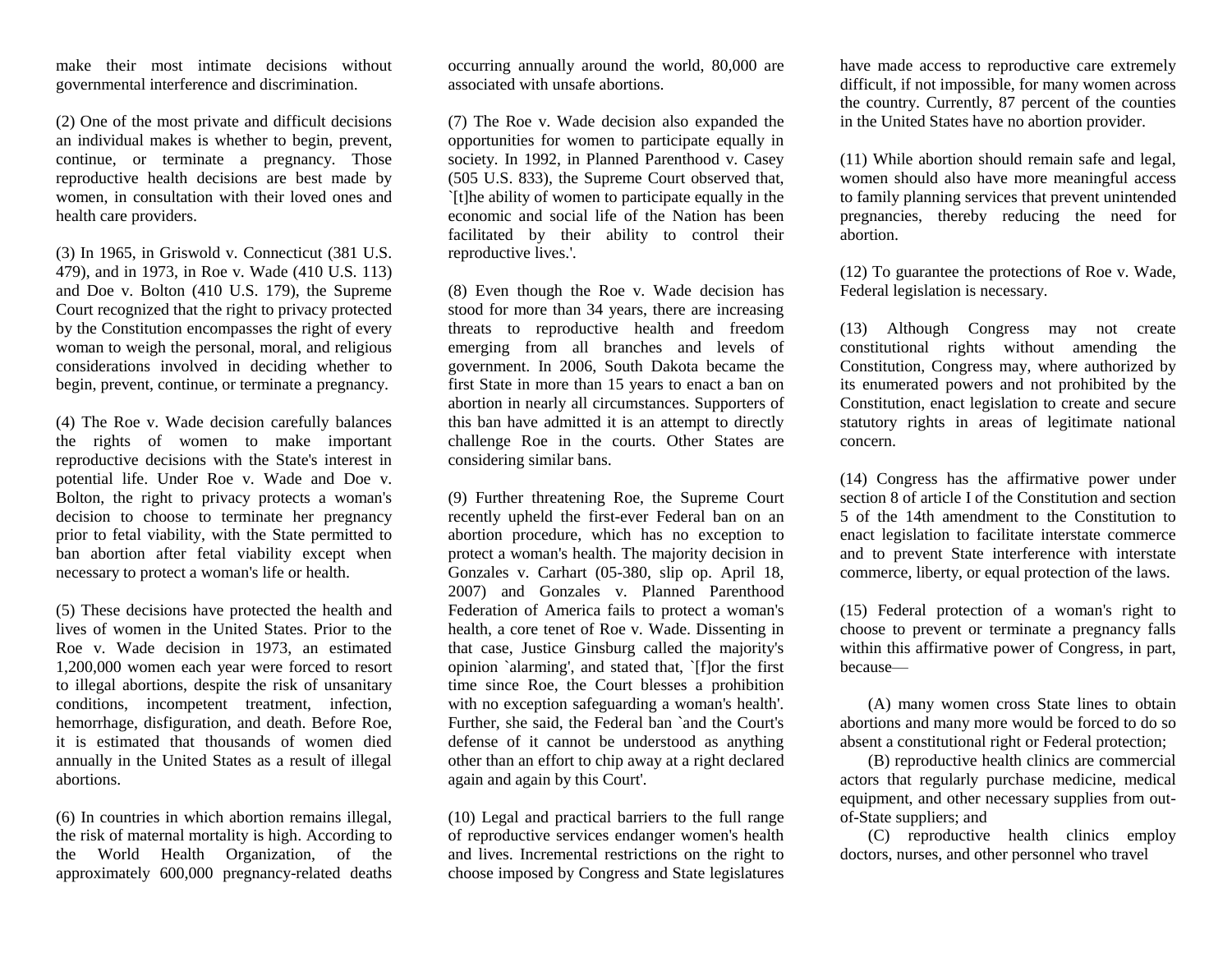make their most intimate decisions without governmental interference and discrimination.

(2) One of the most private and difficult decisions an individual makes is whether to begin, prevent, continue, or terminate a pregnancy. Those reproductive health decisions are best made by women, in consultation with their loved ones and health care providers.

(3) In 1965, in Griswold v. Connecticut (381 U.S. 479), and in 1973, in Roe v. Wade (410 U.S. 113) and Doe v. Bolton (410 U.S. 179), the Supreme Court recognized that the right to privacy protected by the Constitution encompasses the right of every woman to weigh the personal, moral, and religious considerations involved in deciding whether to begin, prevent, continue, or terminate a pregnancy.

(4) The Roe v. Wade decision carefully balances the rights of women to make important reproductive decisions with the State's interest in potential life. Under Roe v. Wade and Doe v. Bolton, the right to privacy protects a woman's decision to choose to terminate her pregnancy prior to fetal viability, with the State permitted to ban abortion after fetal viability except when necessary to protect a woman's life or health.

(5) These decisions have protected the health and lives of women in the United States. Prior to the Roe v. Wade decision in 1973, an estimated 1,200,000 women each year were forced to resort to illegal abortions, despite the risk of unsanitary conditions, incompetent treatment, infection, hemorrhage, disfiguration, and death. Before Roe, it is estimated that thousands of women died annually in the United States as a result of illegal abortions.

(6) In countries in which abortion remains illegal, the risk of maternal mortality is high. According to the World Health Organization, of the approximately 600,000 pregnancy-related deaths occurring annually around the world, 80,000 are associated with unsafe abortions.

(7) The Roe v. Wade decision also expanded the opportunities for women to participate equally in society. In 1992, in Planned Parenthood v. Casey (505 U.S. 833), the Supreme Court observed that, `[t]he ability of women to participate equally in the economic and social life of the Nation has been facilitated by their ability to control their reproductive lives.'.

(8) Even though the Roe v. Wade decision has stood for more than 34 years, there are increasing threats to reproductive health and freedom emerging from all branches and levels of government. In 2006, South Dakota became the first State in more than 15 years to enact a ban on abortion in nearly all circumstances. Supporters of this ban have admitted it is an attempt to directly challenge Roe in the courts. Other States are considering similar bans.

(9) Further threatening Roe, the Supreme Court recently upheld the first-ever Federal ban on an abortion procedure, which has no exception to protect a woman's health. The majority decision in Gonzales v. Carhart (05-380, slip op. April 18, 2007) and Gonzales v. Planned Parenthood Federation of America fails to protect a woman's health, a core tenet of Roe v. Wade. Dissenting in that case, Justice Ginsburg called the majority's opinion `alarming', and stated that, `[f]or the first time since Roe, the Court blesses a prohibition with no exception safeguarding a woman's health'. Further, she said, the Federal ban `and the Court's defense of it cannot be understood as anything other than an effort to chip away at a right declared again and again by this Court'.

(10) Legal and practical barriers to the full range of reproductive services endanger women's health and lives. Incremental restrictions on the right to choose imposed by Congress and State legislatures have made access to reproductive care extremely difficult, if not impossible, for many women across the country. Currently, 87 percent of the counties in the United States have no abortion provider.

(11) While abortion should remain safe and legal, women should also have more meaningful access to family planning services that prevent unintended pregnancies, thereby reducing the need for abortion.

(12) To guarantee the protections of Roe v. Wade, Federal legislation is necessary.

(13) Although Congress may not create constitutional rights without amending the Constitution, Congress may, where authorized by its enumerated powers and not prohibited by the Constitution, enact legislation to create and secure statutory rights in areas of legitimate national concern.

(14) Congress has the affirmative power under section 8 of article I of the Constitution and section 5 of the 14th amendment to the Constitution to enact legislation to facilitate interstate commerce and to prevent State interference with interstate commerce, liberty, or equal protection of the laws.

(15) Federal protection of a woman's right to choose to prevent or terminate a pregnancy falls within this affirmative power of Congress, in part, because—

(A) many women cross State lines to obtain abortions and many more would be forced to do so absent a constitutional right or Federal protection;

(B) reproductive health clinics are commercial actors that regularly purchase medicine, medical equipment, and other necessary supplies from out-of-State suppliers; and

(C) reproductive health clinics employ doctors, nurses, and other personnel who travel